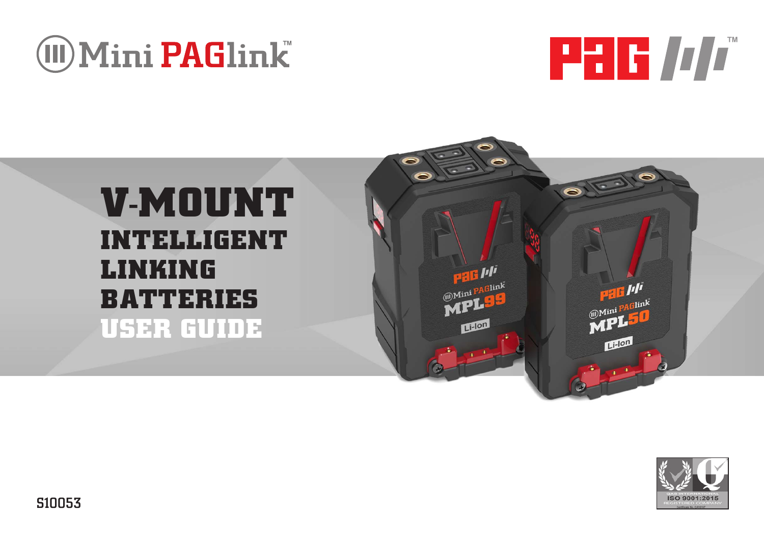Mini PAGlink™

PAG

# V-MOUNT INTELLIGENT LINKING BATTERIES

## USER GUIDE

ISO 9001:2015 REGISTERED COMPANY

S10053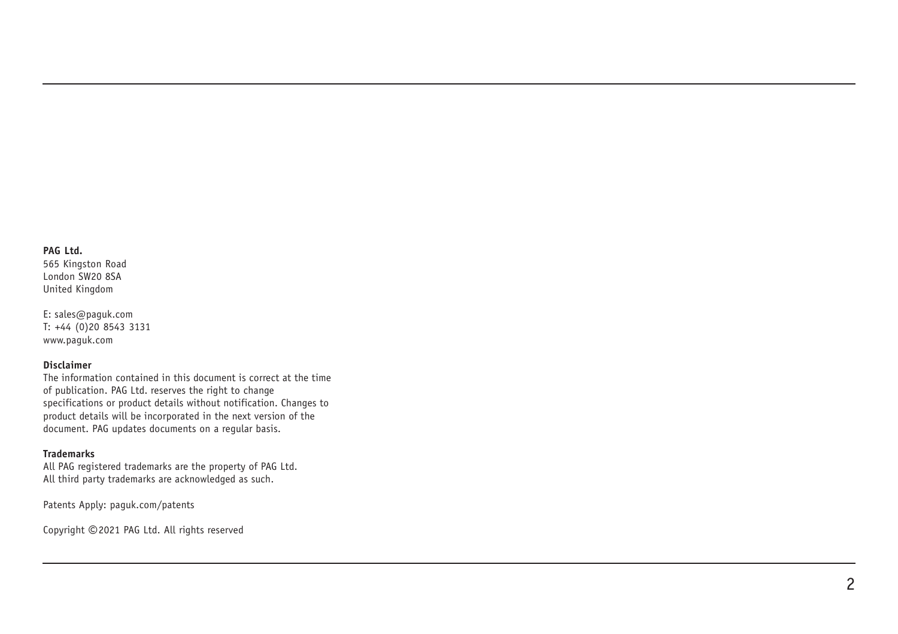**PAG Ltd.**
565 Kingston Road
London SW20 8SA
United Kingdom

E: sales@paguk.com
T: +44 (0)20 8543 3131
www.paguk.com

**Disclaimer**
The information contained in this document is correct at the time of publication. PAG Ltd. reserves the right to change specifications or product details without notification. Changes to product details will be incorporated in the next version of the document. PAG updates documents on a regular basis.

**Trademarks**
All PAG registered trademarks are the property of PAG Ltd.
All third party trademarks are acknowledged as such.

Patents Apply: paguk.com/patents

Copyright ©2021 PAG Ltd. All rights reserved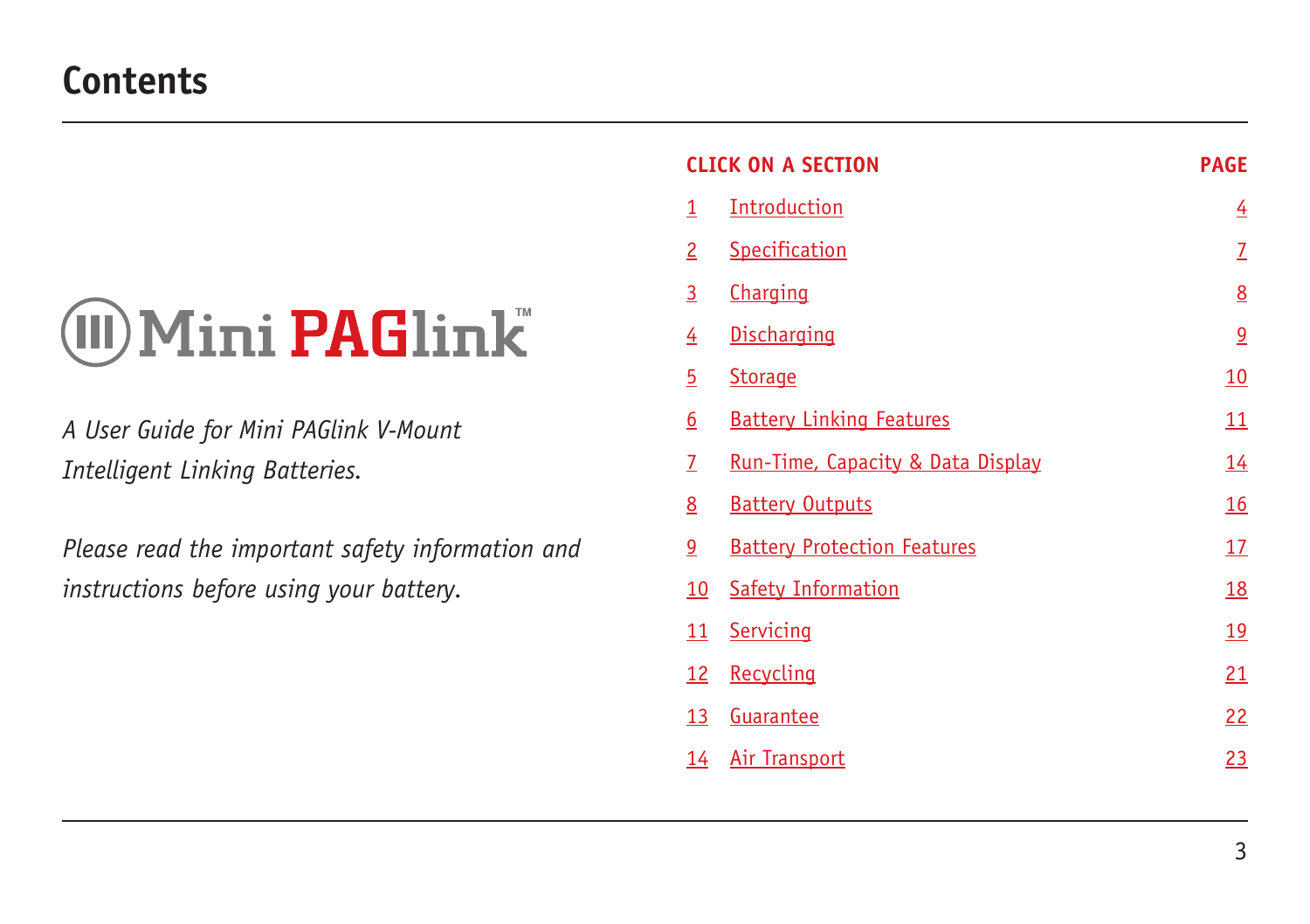# Contents

Mini PAGlink™

*A User Guide for Mini PAGlink V-Mount Intelligent Linking Batteries.*

*Please read the important safety information and instructions before using your battery.*

| CLICK ON A SECTION | | PAGE |
|---|---|---|
| 1 | Introduction | 4 |
| 2 | Specification | 7 |
| 3 | Charging | 8 |
| 4 | Discharging | 9 |
| 5 | Storage | 10 |
| 6 | Battery Linking Features | 11 |
| 7 | Run-Time, Capacity & Data Display | 14 |
| 8 | Battery Outputs | 16 |
| 9 | Battery Protection Features | 17 |
| 10 | Safety Information | 18 |
| 11 | Servicing | 19 |
| 12 | Recycling | 21 |
| 13 | Guarantee | 22 |
| 14 | Air Transport | 23 |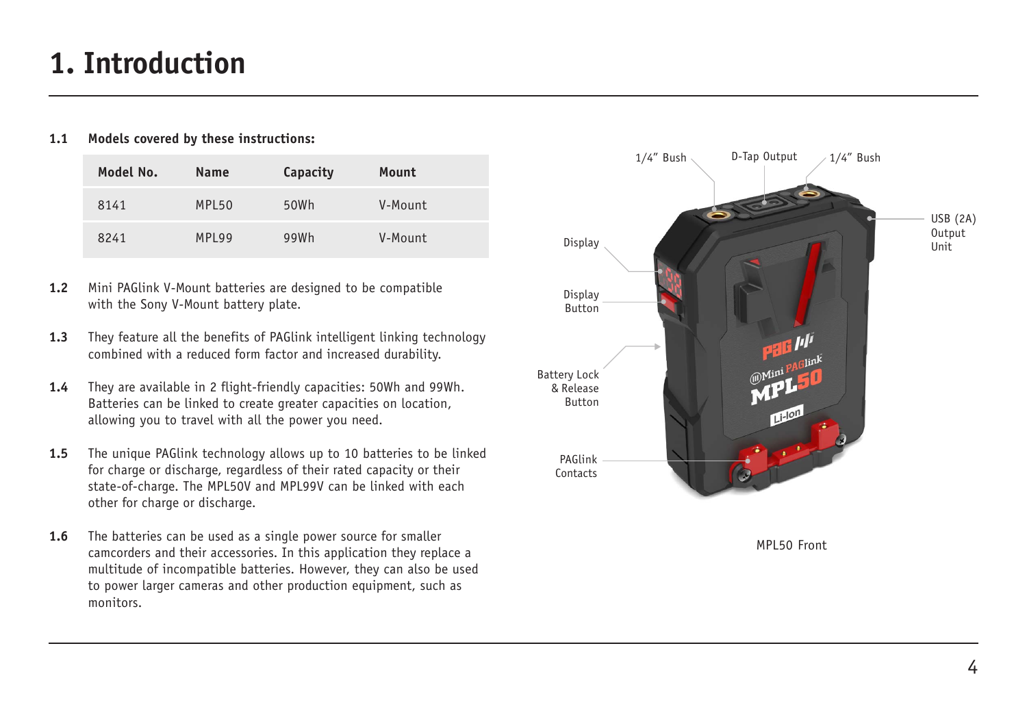# 1. Introduction

**1.1 Models covered by these instructions:**

| Model No. | Name | Capacity | Mount |
|---|---|---|---|
| 8141 | MPL50 | 50Wh | V-Mount |
| 8241 | MPL99 | 99Wh | V-Mount |

**1.2** Mini PAGlink V-Mount batteries are designed to be compatible with the Sony V-Mount battery plate.

**1.3** They feature all the benefits of PAGlink intelligent linking technology combined with a reduced form factor and increased durability.

**1.4** They are available in 2 flight-friendly capacities: 50Wh and 99Wh. Batteries can be linked to create greater capacities on location, allowing you to travel with all the power you need.

**1.5** The unique PAGlink technology allows up to 10 batteries to be linked for charge or discharge, regardless of their rated capacity or their state-of-charge. The MPL50V and MPL99V can be linked with each other for charge or discharge.

**1.6** The batteries can be used as a single power source for smaller camcorders and their accessories. In this application they replace a multitude of incompatible batteries. However, they can also be used to power larger cameras and other production equipment, such as monitors.

1/4" Bush, D-Tap Output, 1/4" Bush, USB (2A) Output Unit, Display, Display Button, Battery Lock & Release Button, PAGlink Contacts

MPL50 Front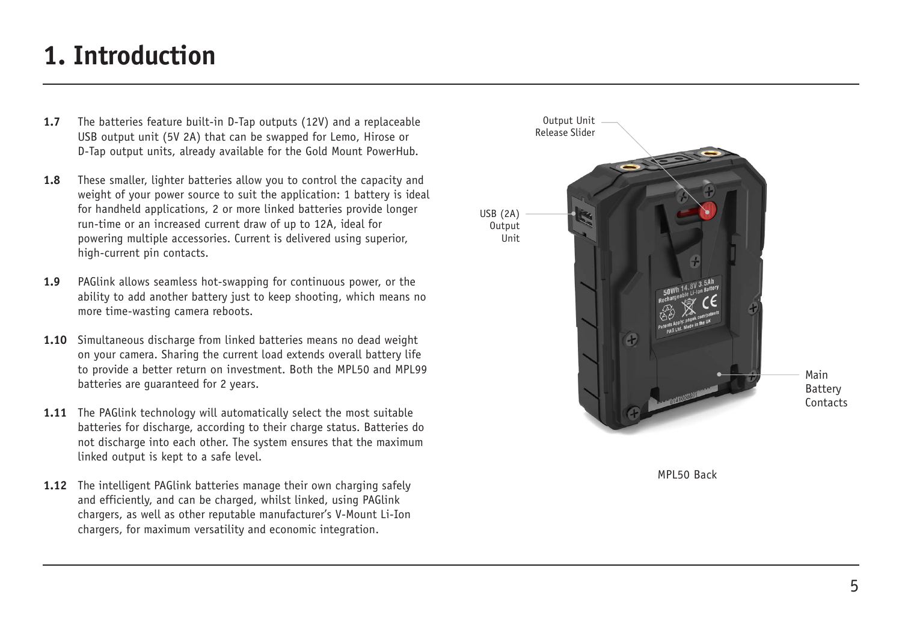# 1. Introduction

**1.7** The batteries feature built-in D-Tap outputs (12V) and a replaceable USB output unit (5V 2A) that can be swapped for Lemo, Hirose or D-Tap output units, already available for the Gold Mount PowerHub.

**1.8** These smaller, lighter batteries allow you to control the capacity and weight of your power source to suit the application: 1 battery is ideal for handheld applications, 2 or more linked batteries provide longer run-time or an increased current draw of up to 12A, ideal for powering multiple accessories. Current is delivered using superior, high-current pin contacts.

**1.9** PAGlink allows seamless hot-swapping for continuous power, or the ability to add another battery just to keep shooting, which means no more time-wasting camera reboots.

**1.10** Simultaneous discharge from linked batteries means no dead weight on your camera. Sharing the current load extends overall battery life to provide a better return on investment. Both the MPL50 and MPL99 batteries are guaranteed for 2 years.

**1.11** The PAGlink technology will automatically select the most suitable batteries for discharge, according to their charge status. Batteries do not discharge into each other. The system ensures that the maximum linked output is kept to a safe level.

**1.12** The intelligent PAGlink batteries manage their own charging safely and efficiently, and can be charged, whilst linked, using PAGlink chargers, as well as other reputable manufacturer's V-Mount Li-Ion chargers, for maximum versatility and economic integration.

Output Unit Release Slider

USB (2A) Output Unit

Main Battery Contacts

MPL50 Back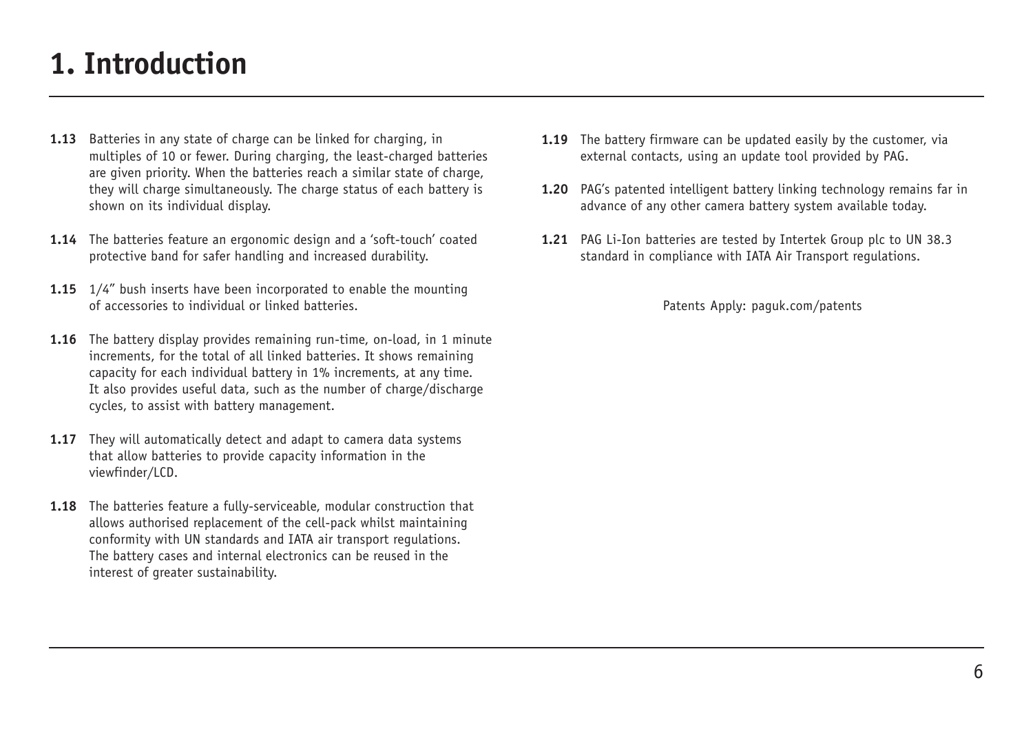# 1. Introduction

**1.13** Batteries in any state of charge can be linked for charging, in multiples of 10 or fewer. During charging, the least-charged batteries are given priority. When the batteries reach a similar state of charge, they will charge simultaneously. The charge status of each battery is shown on its individual display.

**1.14** The batteries feature an ergonomic design and a 'soft-touch' coated protective band for safer handling and increased durability.

**1.15** 1/4" bush inserts have been incorporated to enable the mounting of accessories to individual or linked batteries.

**1.16** The battery display provides remaining run-time, on-load, in 1 minute increments, for the total of all linked batteries. It shows remaining capacity for each individual battery in 1% increments, at any time. It also provides useful data, such as the number of charge/discharge cycles, to assist with battery management.

**1.17** They will automatically detect and adapt to camera data systems that allow batteries to provide capacity information in the viewfinder/LCD.

**1.18** The batteries feature a fully-serviceable, modular construction that allows authorised replacement of the cell-pack whilst maintaining conformity with UN standards and IATA air transport regulations. The battery cases and internal electronics can be reused in the interest of greater sustainability.

**1.19** The battery firmware can be updated easily by the customer, via external contacts, using an update tool provided by PAG.

**1.20** PAG's patented intelligent battery linking technology remains far in advance of any other camera battery system available today.

**1.21** PAG Li-Ion batteries are tested by Intertek Group plc to UN 38.3 standard in compliance with IATA Air Transport regulations.

Patents Apply: paguk.com/patents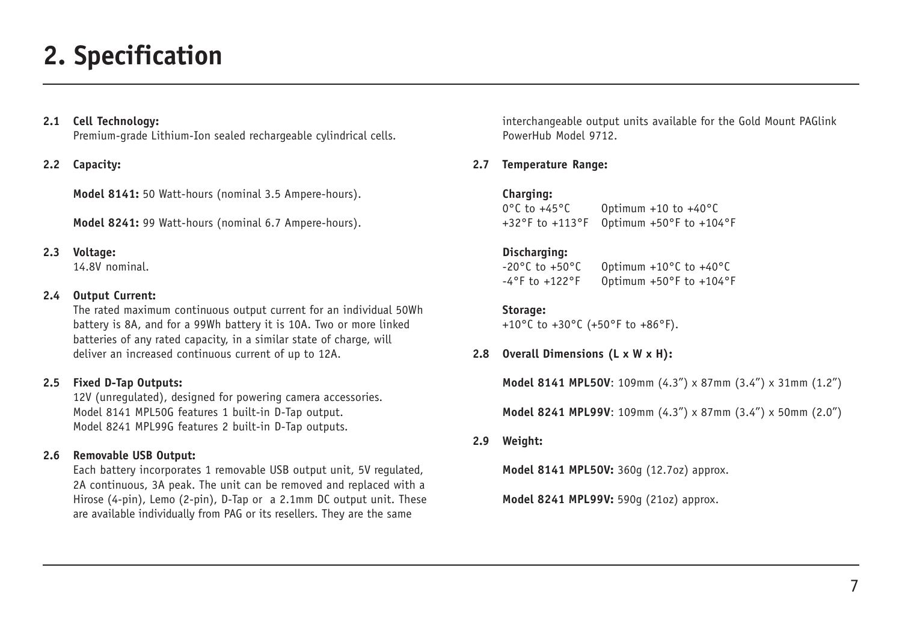# 2. Specification

**2.1 Cell Technology:**
Premium-grade Lithium-Ion sealed rechargeable cylindrical cells.

**2.2 Capacity:**

**Model 8141:** 50 Watt-hours (nominal 3.5 Ampere-hours).

**Model 8241:** 99 Watt-hours (nominal 6.7 Ampere-hours).

**2.3 Voltage:**
14.8V nominal.

**2.4 Output Current:**
The rated maximum continuous output current for an individual 50Wh battery is 8A, and for a 99Wh battery it is 10A. Two or more linked batteries of any rated capacity, in a similar state of charge, will deliver an increased continuous current of up to 12A.

**2.5 Fixed D-Tap Outputs:**
12V (unregulated), designed for powering camera accessories.
Model 8141 MPL50G features 1 built-in D-Tap output.
Model 8241 MPL99G features 2 built-in D-Tap outputs.

**2.6 Removable USB Output:**
Each battery incorporates 1 removable USB output unit, 5V regulated, 2A continuous, 3A peak. The unit can be removed and replaced with a Hirose (4-pin), Lemo (2-pin), D-Tap or a 2.1mm DC output unit. These are available individually from PAG or its resellers. They are the same interchangeable output units available for the Gold Mount PAGlink PowerHub Model 9712.

**2.7 Temperature Range:**

**Charging:**
0°C to +45°C Optimum +10 to +40°C
+32°F to +113°F Optimum +50°F to +104°F

**Discharging:**
-20°C to +50°C Optimum +10°C to +40°C
-4°F to +122°F Optimum +50°F to +104°F

**Storage:**
+10°C to +30°C (+50°F to +86°F).

**2.8 Overall Dimensions (L x W x H):**

**Model 8141 MPL50V**: 109mm (4.3”) x 87mm (3.4”) x 31mm (1.2”)

**Model 8241 MPL99V**: 109mm (4.3”) x 87mm (3.4”) x 50mm (2.0”)

**2.9 Weight:**

**Model 8141 MPL50V:** 360g (12.7oz) approx.

**Model 8241 MPL99V:** 590g (21oz) approx.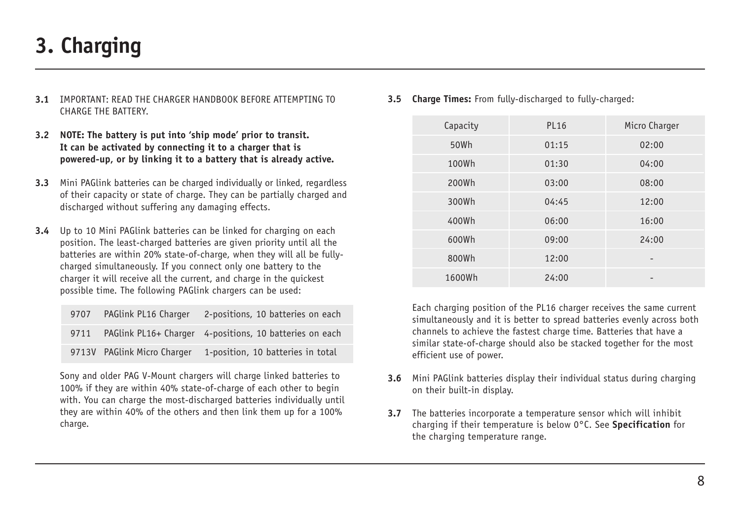# 3. Charging

**3.1** IMPORTANT: READ THE CHARGER HANDBOOK BEFORE ATTEMPTING TO CHARGE THE BATTERY.

**3.2** **NOTE: The battery is put into 'ship mode' prior to transit. It can be activated by connecting it to a charger that is powered-up, or by linking it to a battery that is already active.**

**3.3** Mini PAGlink batteries can be charged individually or linked, regardless of their capacity or state of charge. They can be partially charged and discharged without suffering any damaging effects.

**3.4** Up to 10 Mini PAGlink batteries can be linked for charging on each position. The least-charged batteries are given priority until all the batteries are within 20% state-of-charge, when they will all be fully-charged simultaneously. If you connect only one battery to the charger it will receive all the current, and charge in the quickest possible time. The following PAGlink chargers can be used:

| | | |
|---|---|---|
| 9707 | PAGlink PL16 Charger | 2-positions, 10 batteries on each |
| 9711 | PAGlink PL16+ Charger | 4-positions, 10 batteries on each |
| 9713V | PAGlink Micro Charger | 1-position, 10 batteries in total |

Sony and older PAG V-Mount chargers will charge linked batteries to 100% if they are within 40% state-of-charge of each other to begin with. You can charge the most-discharged batteries individually until they are within 40% of the others and then link them up for a 100% charge.

**3.5** **Charge Times:** From fully-discharged to fully-charged:

| Capacity | PL16 | Micro Charger |
|---|---|---|
| 50Wh | 01:15 | 02:00 |
| 100Wh | 01:30 | 04:00 |
| 200Wh | 03:00 | 08:00 |
| 300Wh | 04:45 | 12:00 |
| 400Wh | 06:00 | 16:00 |
| 600Wh | 09:00 | 24:00 |
| 800Wh | 12:00 | - |
| 1600Wh | 24:00 | - |

Each charging position of the PL16 charger receives the same current simultaneously and it is better to spread batteries evenly across both channels to achieve the fastest charge time. Batteries that have a similar state-of-charge should also be stacked together for the most efficient use of power.

**3.6** Mini PAGlink batteries display their individual status during charging on their built-in display.

**3.7** The batteries incorporate a temperature sensor which will inhibit charging if their temperature is below 0°C. See **Specification** for the charging temperature range.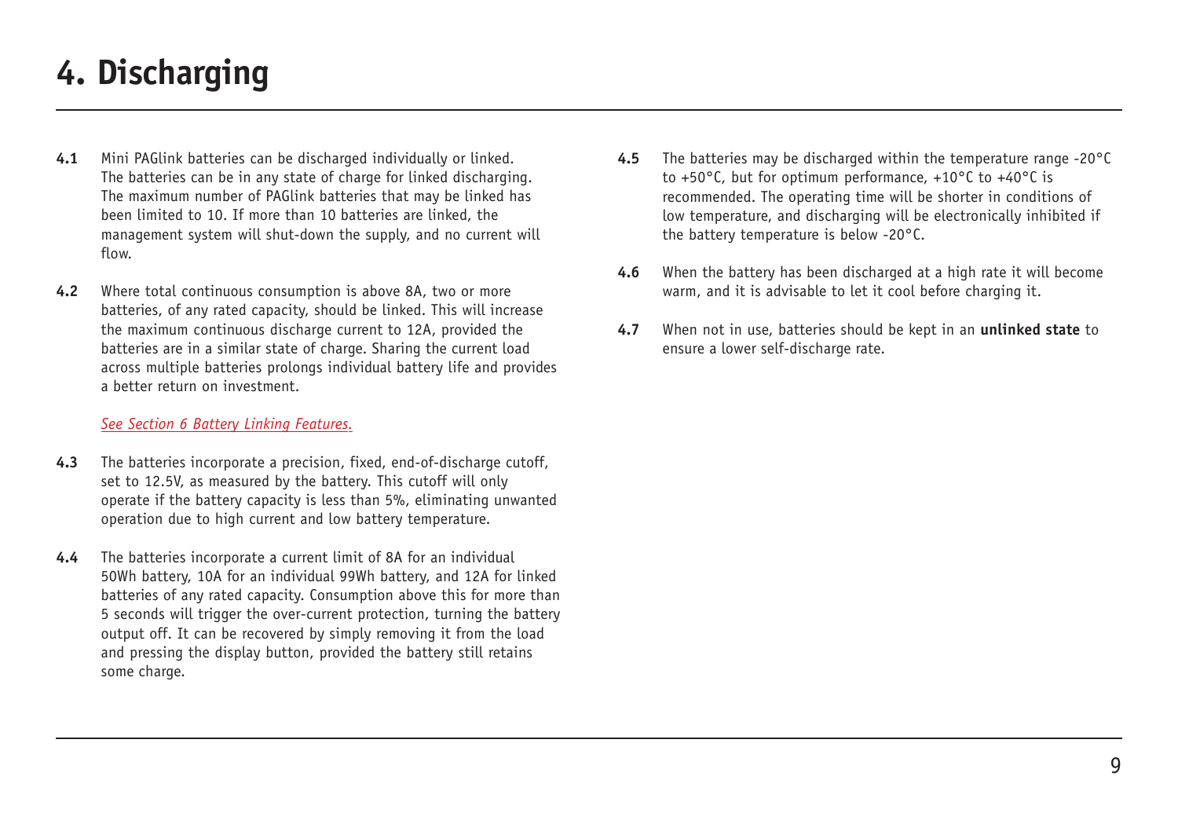# 4. Discharging

**4.1** Mini PAGlink batteries can be discharged individually or linked. The batteries can be in any state of charge for linked discharging. The maximum number of PAGlink batteries that may be linked has been limited to 10. If more than 10 batteries are linked, the management system will shut-down the supply, and no current will flow.

**4.2** Where total continuous consumption is above 8A, two or more batteries, of any rated capacity, should be linked. This will increase the maximum continuous discharge current to 12A, provided the batteries are in a similar state of charge. Sharing the current load across multiple batteries prolongs individual battery life and provides a better return on investment.

*See Section 6 Battery Linking Features.*

**4.3** The batteries incorporate a precision, fixed, end-of-discharge cutoff, set to 12.5V, as measured by the battery. This cutoff will only operate if the battery capacity is less than 5%, eliminating unwanted operation due to high current and low battery temperature.

**4.4** The batteries incorporate a current limit of 8A for an individual 50Wh battery, 10A for an individual 99Wh battery, and 12A for linked batteries of any rated capacity. Consumption above this for more than 5 seconds will trigger the over-current protection, turning the battery output off. It can be recovered by simply removing it from the load and pressing the display button, provided the battery still retains some charge.

**4.5** The batteries may be discharged within the temperature range -20°C to +50°C, but for optimum performance, +10°C to +40°C is recommended. The operating time will be shorter in conditions of low temperature, and discharging will be electronically inhibited if the battery temperature is below -20°C.

**4.6** When the battery has been discharged at a high rate it will become warm, and it is advisable to let it cool before charging it.

**4.7** When not in use, batteries should be kept in an **unlinked state** to ensure a lower self-discharge rate.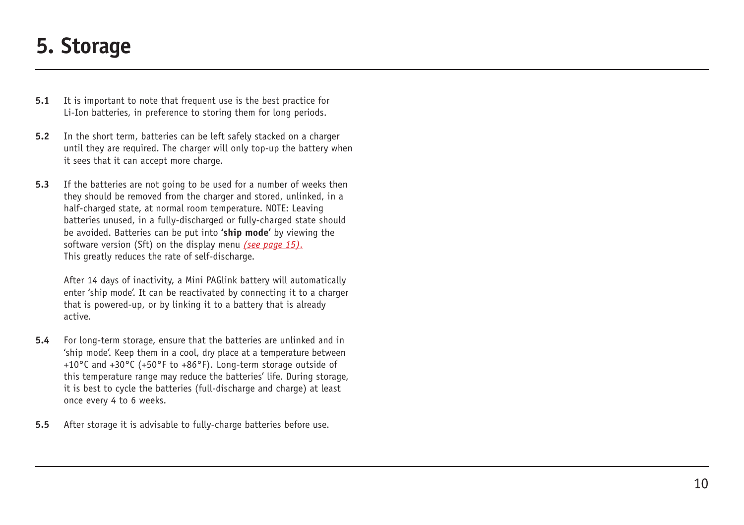# 5. Storage

**5.1** It is important to note that frequent use is the best practice for Li-Ion batteries, in preference to storing them for long periods.

**5.2** In the short term, batteries can be left safely stacked on a charger until they are required. The charger will only top-up the battery when it sees that it can accept more charge.

**5.3** If the batteries are not going to be used for a number of weeks then they should be removed from the charger and stored, unlinked, in a half-charged state, at normal room temperature. NOTE: Leaving batteries unused, in a fully-discharged or fully-charged state should be avoided. Batteries can be put into **'ship mode'** by viewing the software version (Sft) on the display menu *(see page 15).* This greatly reduces the rate of self-discharge.

After 14 days of inactivity, a Mini PAGlink battery will automatically enter 'ship mode'. It can be reactivated by connecting it to a charger that is powered-up, or by linking it to a battery that is already active.

**5.4** For long-term storage, ensure that the batteries are unlinked and in 'ship mode'. Keep them in a cool, dry place at a temperature between +10°C and +30°C (+50°F to +86°F). Long-term storage outside of this temperature range may reduce the batteries' life. During storage, it is best to cycle the batteries (full-discharge and charge) at least once every 4 to 6 weeks.

**5.5** After storage it is advisable to fully-charge batteries before use.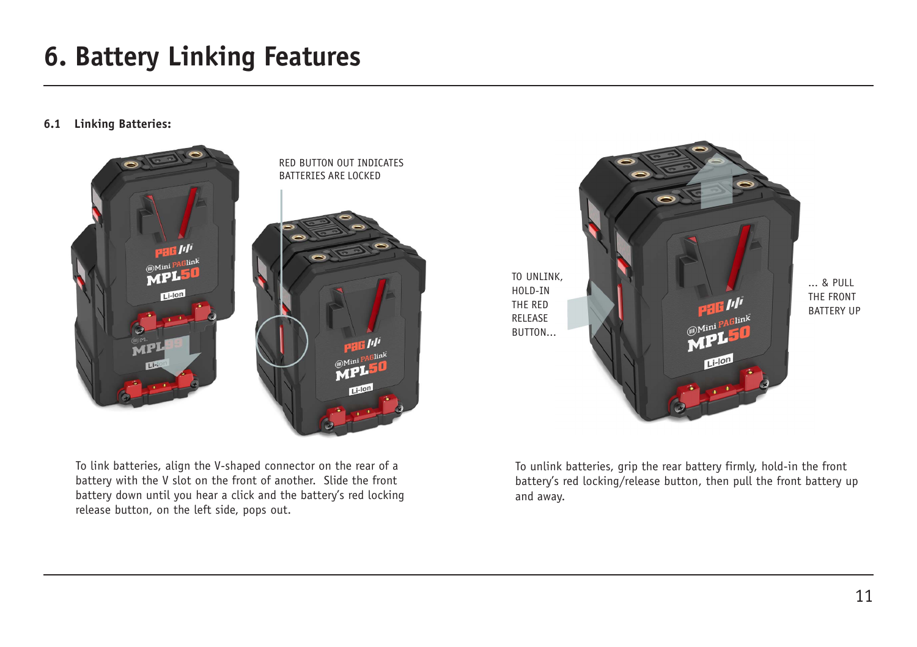# 6. Battery Linking Features

**6.1 Linking Batteries:**

RED BUTTON OUT INDICATES BATTERIES ARE LOCKED

TO UNLINK, HOLD-IN THE RED RELEASE BUTTON...

... & PULL THE FRONT BATTERY UP

To link batteries, align the V-shaped connector on the rear of a battery with the V slot on the front of another. Slide the front battery down until you hear a click and the battery's red locking release button, on the left side, pops out.

To unlink batteries, grip the rear battery firmly, hold-in the front battery's red locking/release button, then pull the front battery up and away.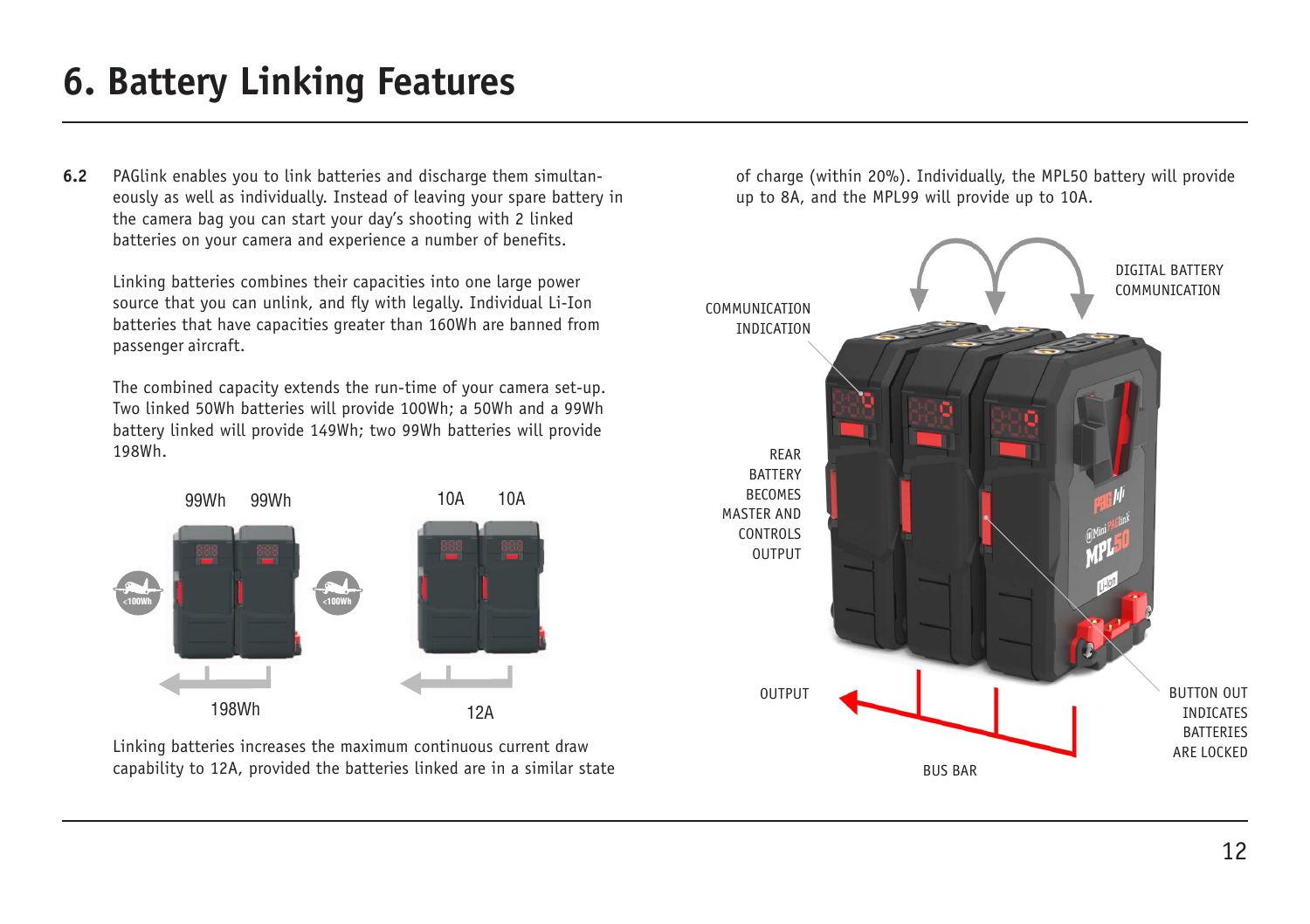# 6. Battery Linking Features

**6.2** PAGlink enables you to link batteries and discharge them simultaneously as well as individually. Instead of leaving your spare battery in the camera bag you can start your day's shooting with 2 linked batteries on your camera and experience a number of benefits.

Linking batteries combines their capacities into one large power source that you can unlink, and fly with legally. Individual Li-Ion batteries that have capacities greater than 160Wh are banned from passenger aircraft.

The combined capacity extends the run-time of your camera set-up. Two linked 50Wh batteries will provide 100Wh; a 50Wh and a 99Wh battery linked will provide 149Wh; two 99Wh batteries will provide 198Wh.

99Wh 99Wh

198Wh

10A 10A

12A

Linking batteries increases the maximum continuous current draw capability to 12A, provided the batteries linked are in a similar state of charge (within 20%). Individually, the MPL50 battery will provide up to 8A, and the MPL99 will provide up to 10A.

COMMUNICATION INDICATION

DIGITAL BATTERY COMMUNICATION

REAR BATTERY BECOMES MASTER AND CONTROLS OUTPUT

OUTPUT

BUS BAR

BUTTON OUT INDICATES BATTERIES ARE LOCKED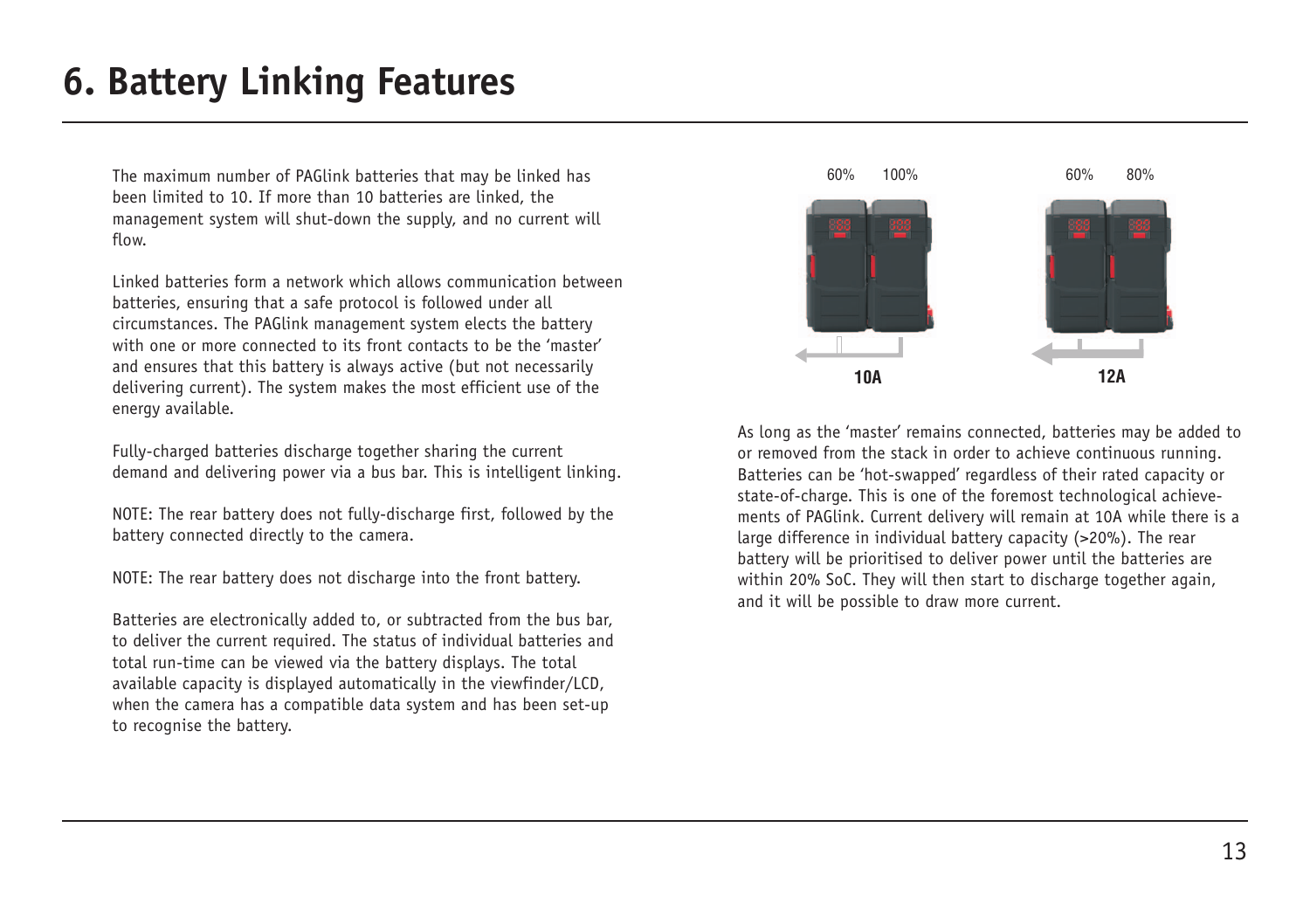# 6. Battery Linking Features

The maximum number of PAGlink batteries that may be linked has been limited to 10. If more than 10 batteries are linked, the management system will shut-down the supply, and no current will flow.

Linked batteries form a network which allows communication between batteries, ensuring that a safe protocol is followed under all circumstances. The PAGlink management system elects the battery with one or more connected to its front contacts to be the 'master' and ensures that this battery is always active (but not necessarily delivering current). The system makes the most efficient use of the energy available.

Fully-charged batteries discharge together sharing the current demand and delivering power via a bus bar. This is intelligent linking.

NOTE: The rear battery does not fully-discharge first, followed by the battery connected directly to the camera.

NOTE: The rear battery does not discharge into the front battery.

Batteries are electronically added to, or subtracted from the bus bar, to deliver the current required. The status of individual batteries and total run-time can be viewed via the battery displays. The total available capacity is displayed automatically in the viewfinder/LCD, when the camera has a compatible data system and has been set-up to recognise the battery.

60% 100%

10A

60% 80%

12A

As long as the 'master' remains connected, batteries may be added to or removed from the stack in order to achieve continuous running. Batteries can be 'hot-swapped' regardless of their rated capacity or state-of-charge. This is one of the foremost technological achievements of PAGlink. Current delivery will remain at 10A while there is a large difference in individual battery capacity (>20%). The rear battery will be prioritised to deliver power until the batteries are within 20% SoC. They will then start to discharge together again, and it will be possible to draw more current.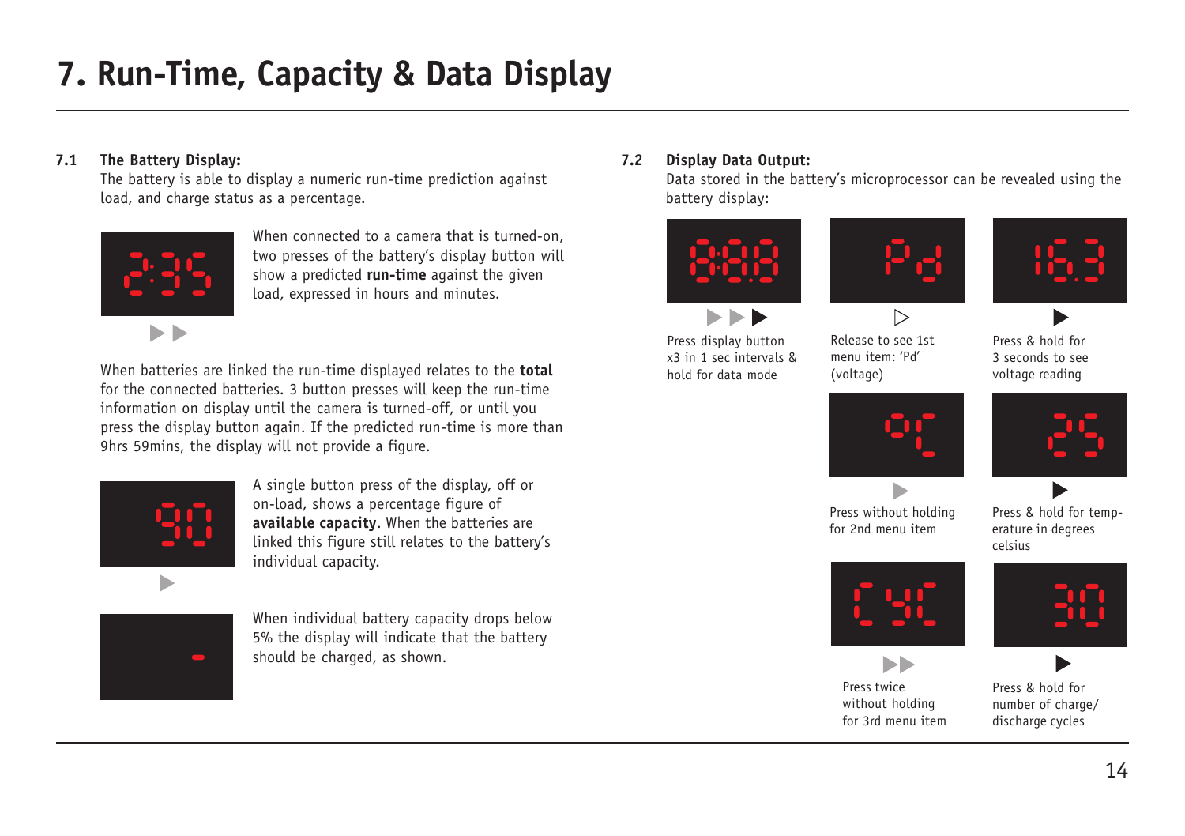# 7. Run-Time, Capacity & Data Display

### 7.1 The Battery Display:

The battery is able to display a numeric run-time prediction against load, and charge status as a percentage.

When connected to a camera that is turned-on, two presses of the battery's display button will show a predicted **run-time** against the given load, expressed in hours and minutes.

When batteries are linked the run-time displayed relates to the **total** for the connected batteries. 3 button presses will keep the run-time information on display until the camera is turned-off, or until you press the display button again. If the predicted run-time is more than 9hrs 59mins, the display will not provide a figure.

A single button press of the display, off or on-load, shows a percentage figure of **available capacity**. When the batteries are linked this figure still relates to the battery's individual capacity.

When individual battery capacity drops below 5% the display will indicate that the battery should be charged, as shown.

### 7.2 Display Data Output:

Data stored in the battery's microprocessor can be revealed using the battery display:

Press display button x3 in 1 sec intervals & hold for data mode

Release to see 1st menu item: 'Pd' (voltage)

Press & hold for 3 seconds to see voltage reading

Press without holding for 2nd menu item

Press & hold for temperature in degrees celsius

Press twice without holding for 3rd menu item

Press & hold for number of charge/ discharge cycles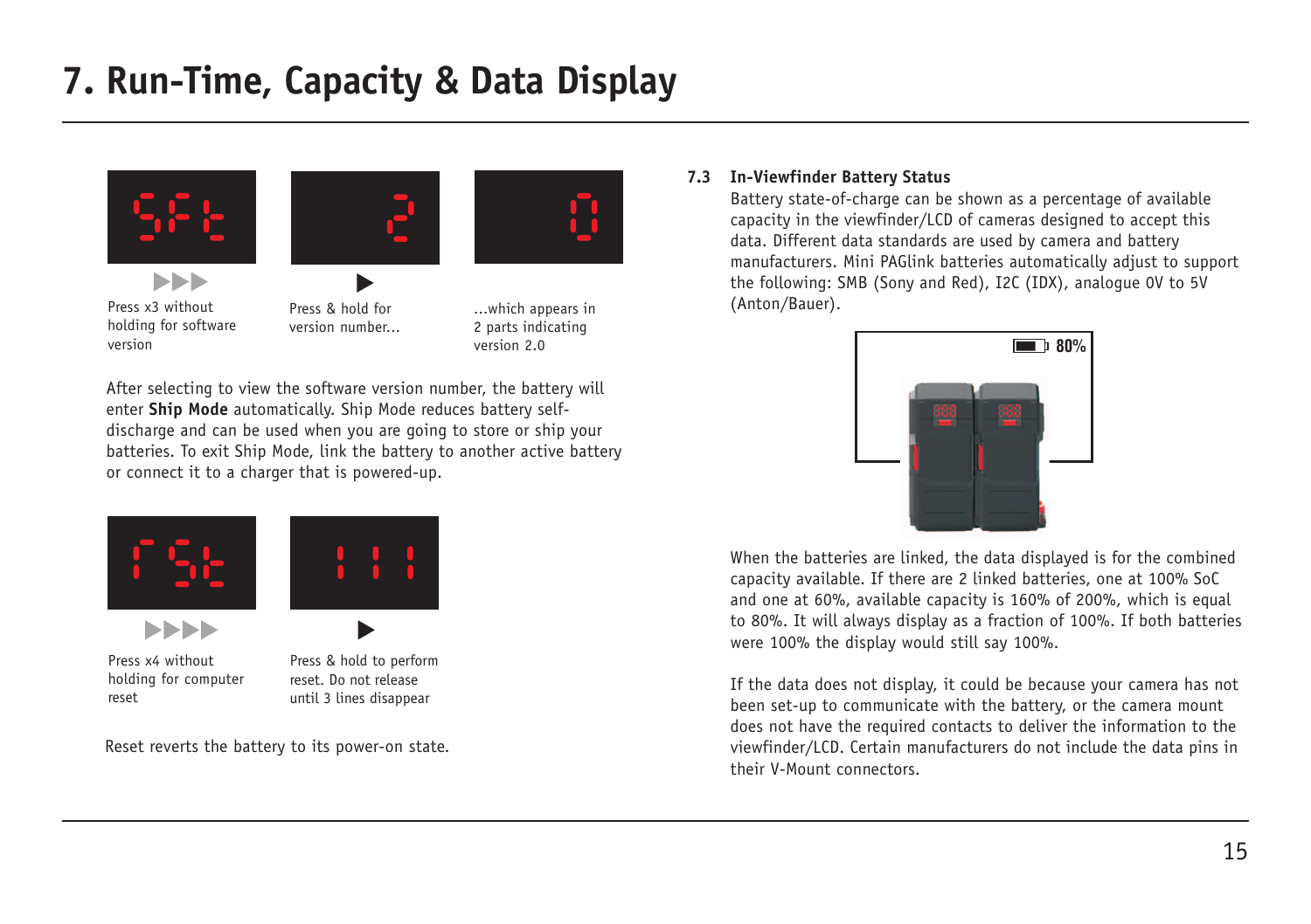# 7. Run-Time, Capacity & Data Display

Press x3 without holding for software version

Press & hold for version number...

...which appears in 2 parts indicating version 2.0

After selecting to view the software version number, the battery will enter **Ship Mode** automatically. Ship Mode reduces battery self-discharge and can be used when you are going to store or ship your batteries. To exit Ship Mode, link the battery to another active battery or connect it to a charger that is powered-up.

Press x4 without holding for computer reset

Press & hold to perform reset. Do not release until 3 lines disappear

Reset reverts the battery to its power-on state.

### 7.3 In-Viewfinder Battery Status

Battery state-of-charge can be shown as a percentage of available capacity in the viewfinder/LCD of cameras designed to accept this data. Different data standards are used by camera and battery manufacturers. Mini PAGlink batteries automatically adjust to support the following: SMB (Sony and Red), I2C (IDX), analogue 0V to 5V (Anton/Bauer).

80%

When the batteries are linked, the data displayed is for the combined capacity available. If there are 2 linked batteries, one at 100% SoC and one at 60%, available capacity is 160% of 200%, which is equal to 80%. It will always display as a fraction of 100%. If both batteries were 100% the display would still say 100%.

If the data does not display, it could be because your camera has not been set-up to communicate with the battery, or the camera mount does not have the required contacts to deliver the information to the viewfinder/LCD. Certain manufacturers do not include the data pins in their V-Mount connectors.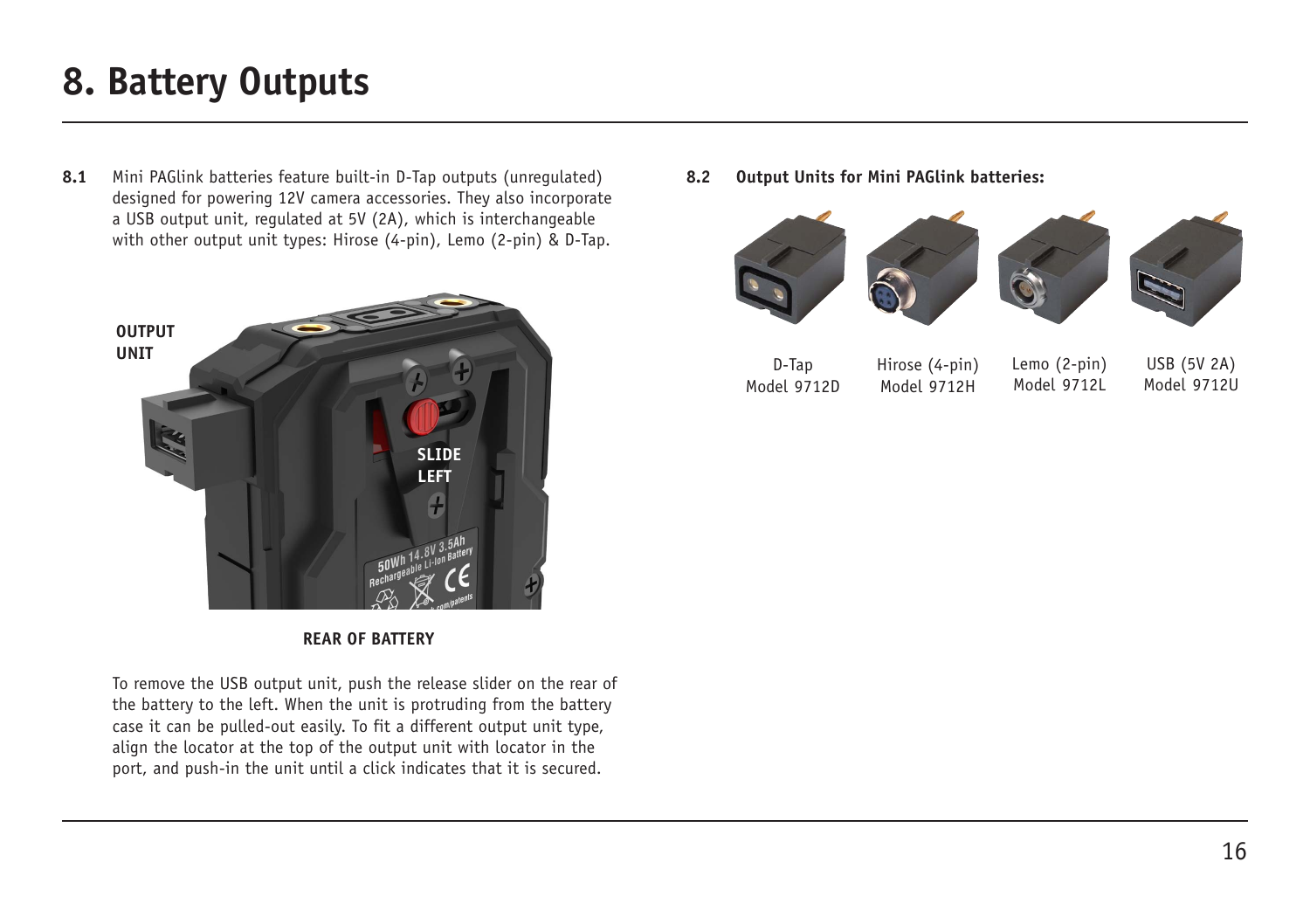# 8. Battery Outputs

**8.1** Mini PAGlink batteries feature built-in D-Tap outputs (unregulated) designed for powering 12V camera accessories. They also incorporate a USB output unit, regulated at 5V (2A), which is interchangeable with other output unit types: Hirose (4-pin), Lemo (2-pin) & D-Tap.

OUTPUT UNIT

SLIDE LEFT

**REAR OF BATTERY**

To remove the USB output unit, push the release slider on the rear of the battery to the left. When the unit is protruding from the battery case it can be pulled-out easily. To fit a different output unit type, align the locator at the top of the output unit with locator in the port, and push-in the unit until a click indicates that it is secured.

**8.2 Output Units for Mini PAGlink batteries:**

| D-Tap | Hirose (4-pin) | Lemo (2-pin) | USB (5V 2A) |
|---|---|---|---|
| Model 9712D | Model 9712H | Model 9712L | Model 9712U |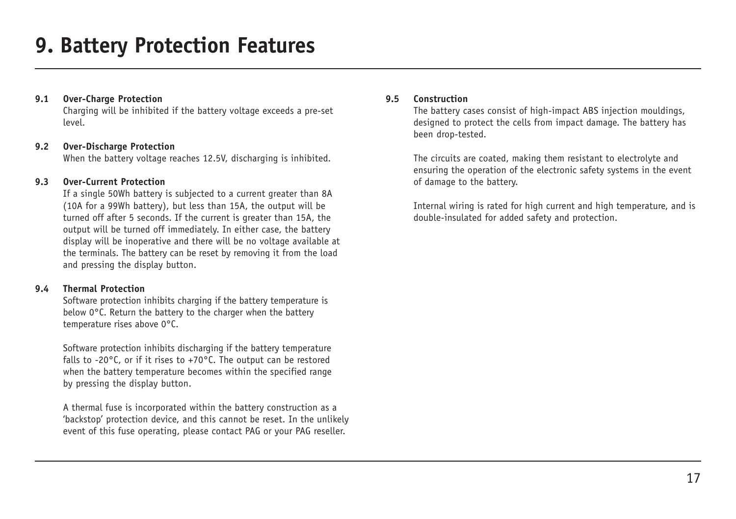# 9. Battery Protection Features

### 9.1 Over-Charge Protection

Charging will be inhibited if the battery voltage exceeds a pre-set level.

### 9.2 Over-Discharge Protection

When the battery voltage reaches 12.5V, discharging is inhibited.

### 9.3 Over-Current Protection

If a single 50Wh battery is subjected to a current greater than 8A (10A for a 99Wh battery), but less than 15A, the output will be turned off after 5 seconds. If the current is greater than 15A, the output will be turned off immediately. In either case, the battery display will be inoperative and there will be no voltage available at the terminals. The battery can be reset by removing it from the load and pressing the display button.

### 9.4 Thermal Protection

Software protection inhibits charging if the battery temperature is below 0°C. Return the battery to the charger when the battery temperature rises above 0°C.

Software protection inhibits discharging if the battery temperature falls to -20°C, or if it rises to +70°C. The output can be restored when the battery temperature becomes within the specified range by pressing the display button.

A thermal fuse is incorporated within the battery construction as a 'backstop' protection device, and this cannot be reset. In the unlikely event of this fuse operating, please contact PAG or your PAG reseller.

### 9.5 Construction

The battery cases consist of high-impact ABS injection mouldings, designed to protect the cells from impact damage. The battery has been drop-tested.

The circuits are coated, making them resistant to electrolyte and ensuring the operation of the electronic safety systems in the event of damage to the battery.

Internal wiring is rated for high current and high temperature, and is double-insulated for added safety and protection.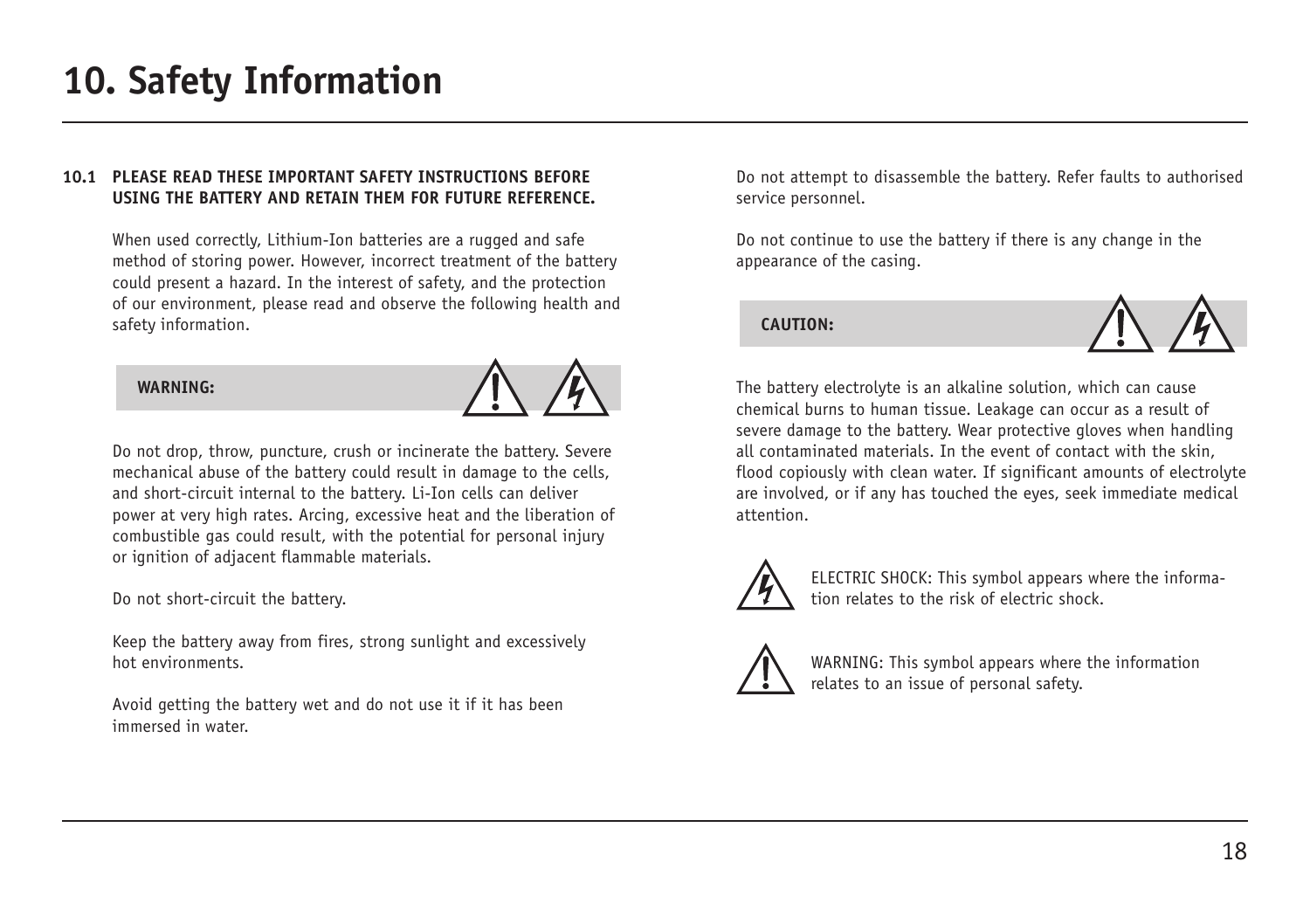# 10. Safety Information

**10.1 PLEASE READ THESE IMPORTANT SAFETY INSTRUCTIONS BEFORE USING THE BATTERY AND RETAIN THEM FOR FUTURE REFERENCE.**

When used correctly, Lithium-Ion batteries are a rugged and safe method of storing power. However, incorrect treatment of the battery could present a hazard. In the interest of safety, and the protection of our environment, please read and observe the following health and safety information.

**WARNING:**

Do not drop, throw, puncture, crush or incinerate the battery. Severe mechanical abuse of the battery could result in damage to the cells, and short-circuit internal to the battery. Li-Ion cells can deliver power at very high rates. Arcing, excessive heat and the liberation of combustible gas could result, with the potential for personal injury or ignition of adjacent flammable materials.

Do not short-circuit the battery.

Keep the battery away from fires, strong sunlight and excessively hot environments.

Avoid getting the battery wet and do not use it if it has been immersed in water.

Do not attempt to disassemble the battery. Refer faults to authorised service personnel.

Do not continue to use the battery if there is any change in the appearance of the casing.

**CAUTION:**

The battery electrolyte is an alkaline solution, which can cause chemical burns to human tissue. Leakage can occur as a result of severe damage to the battery. Wear protective gloves when handling all contaminated materials. In the event of contact with the skin, flood copiously with clean water. If significant amounts of electrolyte are involved, or if any has touched the eyes, seek immediate medical attention.

ELECTRIC SHOCK: This symbol appears where the information relates to the risk of electric shock.

WARNING: This symbol appears where the information relates to an issue of personal safety.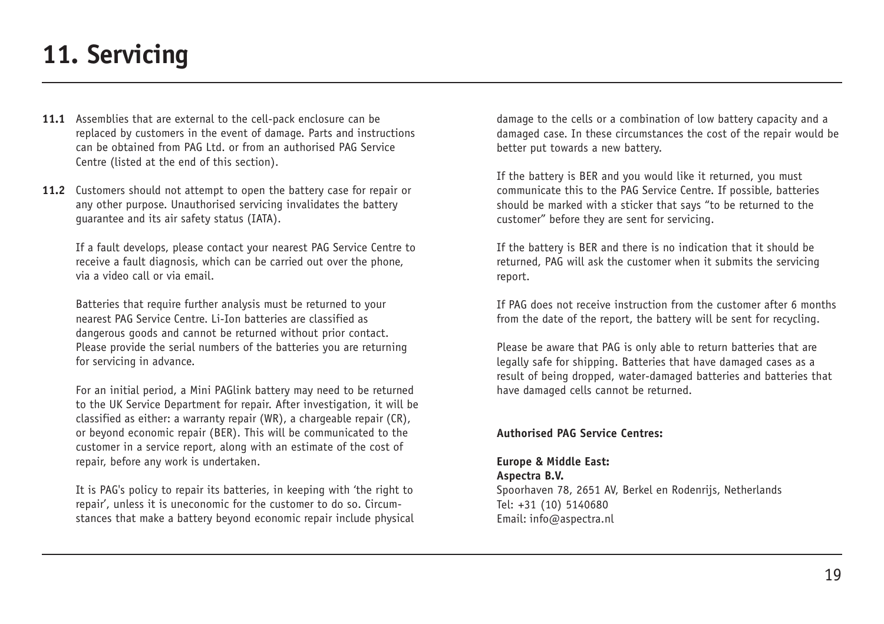# 11. Servicing

**11.1** Assemblies that are external to the cell-pack enclosure can be replaced by customers in the event of damage. Parts and instructions can be obtained from PAG Ltd. or from an authorised PAG Service Centre (listed at the end of this section).

**11.2** Customers should not attempt to open the battery case for repair or any other purpose. Unauthorised servicing invalidates the battery guarantee and its air safety status (IATA).

If a fault develops, please contact your nearest PAG Service Centre to receive a fault diagnosis, which can be carried out over the phone, via a video call or via email.

Batteries that require further analysis must be returned to your nearest PAG Service Centre. Li-Ion batteries are classified as dangerous goods and cannot be returned without prior contact. Please provide the serial numbers of the batteries you are returning for servicing in advance.

For an initial period, a Mini PAGlink battery may need to be returned to the UK Service Department for repair. After investigation, it will be classified as either: a warranty repair (WR), a chargeable repair (CR), or beyond economic repair (BER). This will be communicated to the customer in a service report, along with an estimate of the cost of repair, before any work is undertaken.

It is PAG's policy to repair its batteries, in keeping with 'the right to repair', unless it is uneconomic for the customer to do so. Circumstances that make a battery beyond economic repair include physical damage to the cells or a combination of low battery capacity and a damaged case. In these circumstances the cost of the repair would be better put towards a new battery.

If the battery is BER and you would like it returned, you must communicate this to the PAG Service Centre. If possible, batteries should be marked with a sticker that says "to be returned to the customer" before they are sent for servicing.

If the battery is BER and there is no indication that it should be returned, PAG will ask the customer when it submits the servicing report.

If PAG does not receive instruction from the customer after 6 months from the date of the report, the battery will be sent for recycling.

Please be aware that PAG is only able to return batteries that are legally safe for shipping. Batteries that have damaged cases as a result of being dropped, water-damaged batteries and batteries that have damaged cells cannot be returned.

**Authorised PAG Service Centres:**

**Europe & Middle East:**
**Aspectra B.V.**
Spoorhaven 78, 2651 AV, Berkel en Rodenrijs, Netherlands
Tel: +31 (10) 5140680
Email: info@aspectra.nl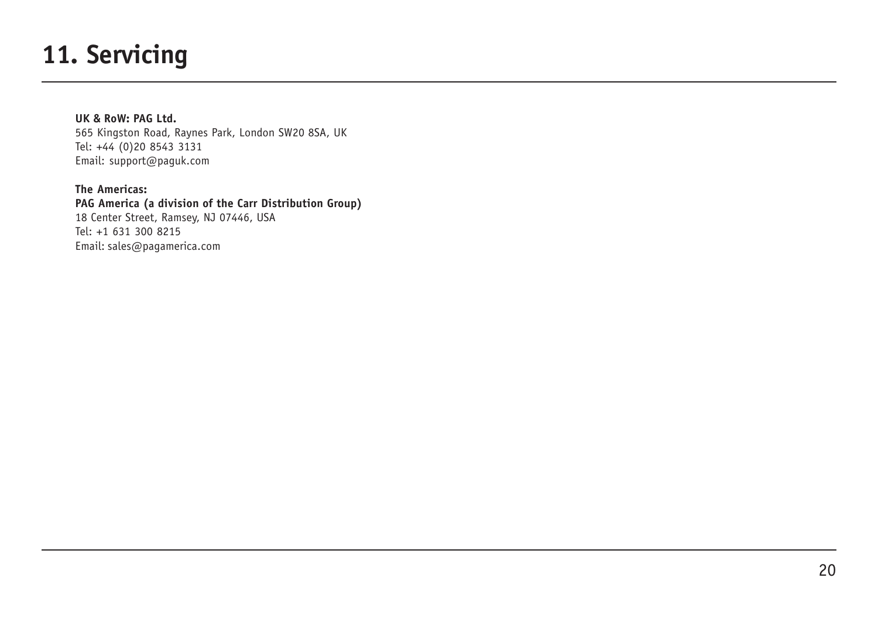# 11. Servicing

**UK & RoW: PAG Ltd.**
565 Kingston Road, Raynes Park, London SW20 8SA, UK
Tel: +44 (0)20 8543 3131
Email: support@paguk.com

**The Americas:**
**PAG America (a division of the Carr Distribution Group)**
18 Center Street, Ramsey, NJ 07446, USA
Tel: +1 631 300 8215
Email: sales@pagamerica.com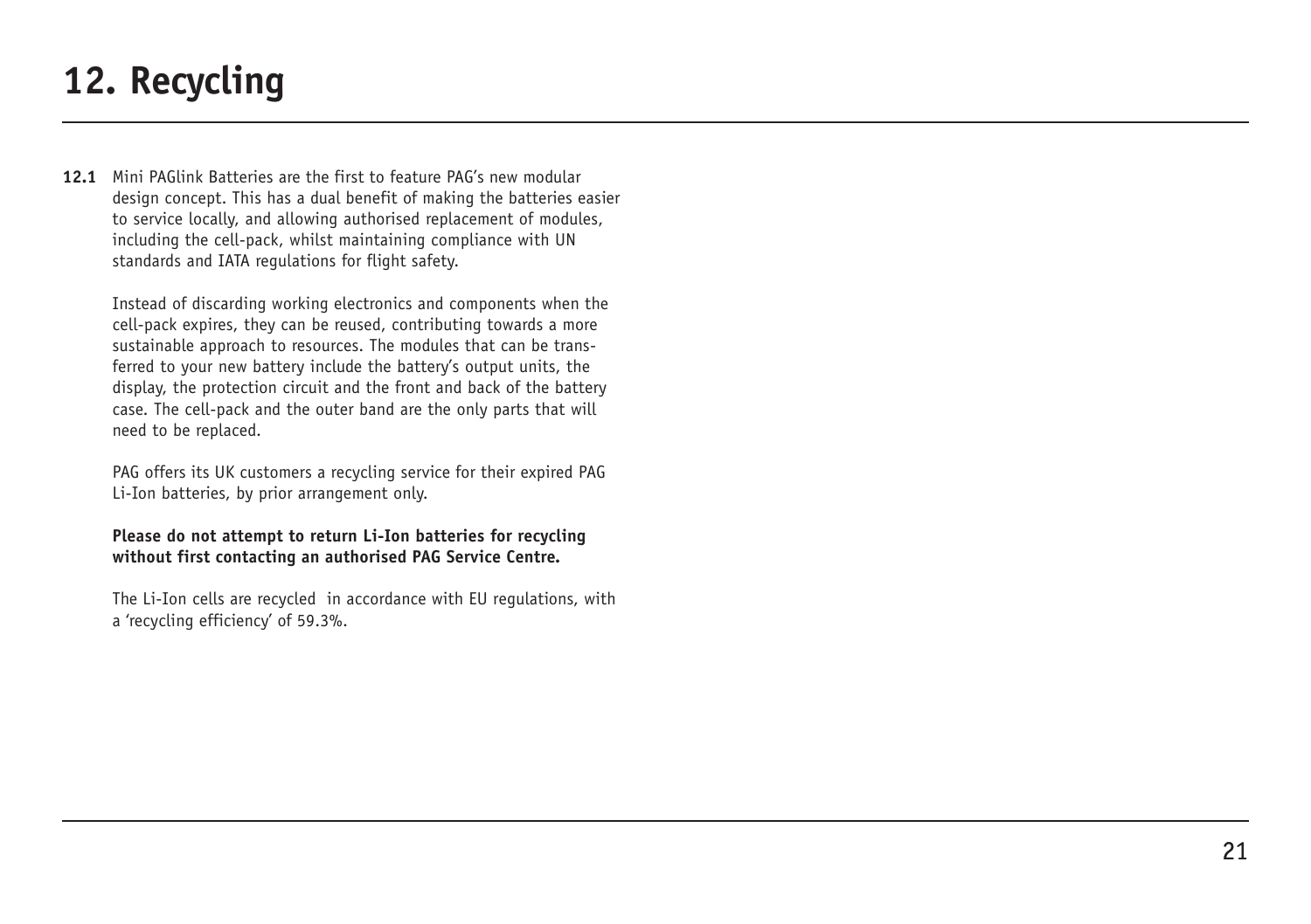# 12. Recycling

**12.1** Mini PAGlink Batteries are the first to feature PAG's new modular design concept. This has a dual benefit of making the batteries easier to service locally, and allowing authorised replacement of modules, including the cell-pack, whilst maintaining compliance with UN standards and IATA regulations for flight safety.

Instead of discarding working electronics and components when the cell-pack expires, they can be reused, contributing towards a more sustainable approach to resources. The modules that can be transferred to your new battery include the battery's output units, the display, the protection circuit and the front and back of the battery case. The cell-pack and the outer band are the only parts that will need to be replaced.

PAG offers its UK customers a recycling service for their expired PAG Li-Ion batteries, by prior arrangement only.

**Please do not attempt to return Li-Ion batteries for recycling without first contacting an authorised PAG Service Centre.**

The Li-Ion cells are recycled in accordance with EU regulations, with a 'recycling efficiency' of 59.3%.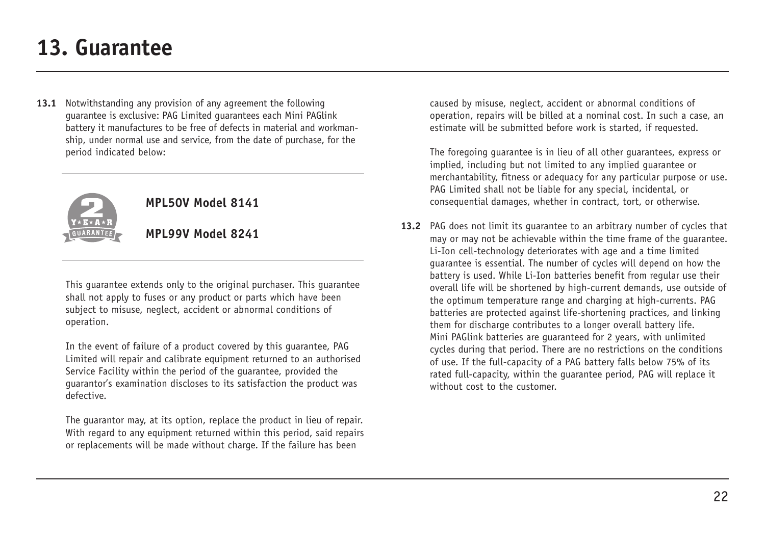# 13. Guarantee

**13.1** Notwithstanding any provision of any agreement the following guarantee is exclusive: PAG Limited guarantees each Mini PAGlink battery it manufactures to be free of defects in material and workmanship, under normal use and service, from the date of purchase, for the period indicated below:

**MPL50V Model 8141**

**MPL99V Model 8241**

This guarantee extends only to the original purchaser. This guarantee shall not apply to fuses or any product or parts which have been subject to misuse, neglect, accident or abnormal conditions of operation.

In the event of failure of a product covered by this guarantee, PAG Limited will repair and calibrate equipment returned to an authorised Service Facility within the period of the guarantee, provided the guarantor's examination discloses to its satisfaction the product was defective.

The guarantor may, at its option, replace the product in lieu of repair. With regard to any equipment returned within this period, said repairs or replacements will be made without charge. If the failure has been caused by misuse, neglect, accident or abnormal conditions of operation, repairs will be billed at a nominal cost. In such a case, an estimate will be submitted before work is started, if requested.

The foregoing guarantee is in lieu of all other guarantees, express or implied, including but not limited to any implied guarantee or merchantability, fitness or adequacy for any particular purpose or use. PAG Limited shall not be liable for any special, incidental, or consequential damages, whether in contract, tort, or otherwise.

**13.2** PAG does not limit its guarantee to an arbitrary number of cycles that may or may not be achievable within the time frame of the guarantee. Li-Ion cell-technology deteriorates with age and a time limited guarantee is essential. The number of cycles will depend on how the battery is used. While Li-Ion batteries benefit from regular use their overall life will be shortened by high-current demands, use outside of the optimum temperature range and charging at high-currents. PAG batteries are protected against life-shortening practices, and linking them for discharge contributes to a longer overall battery life. Mini PAGlink batteries are guaranteed for 2 years, with unlimited cycles during that period. There are no restrictions on the conditions of use. If the full-capacity of a PAG battery falls below 75% of its rated full-capacity, within the guarantee period, PAG will replace it without cost to the customer.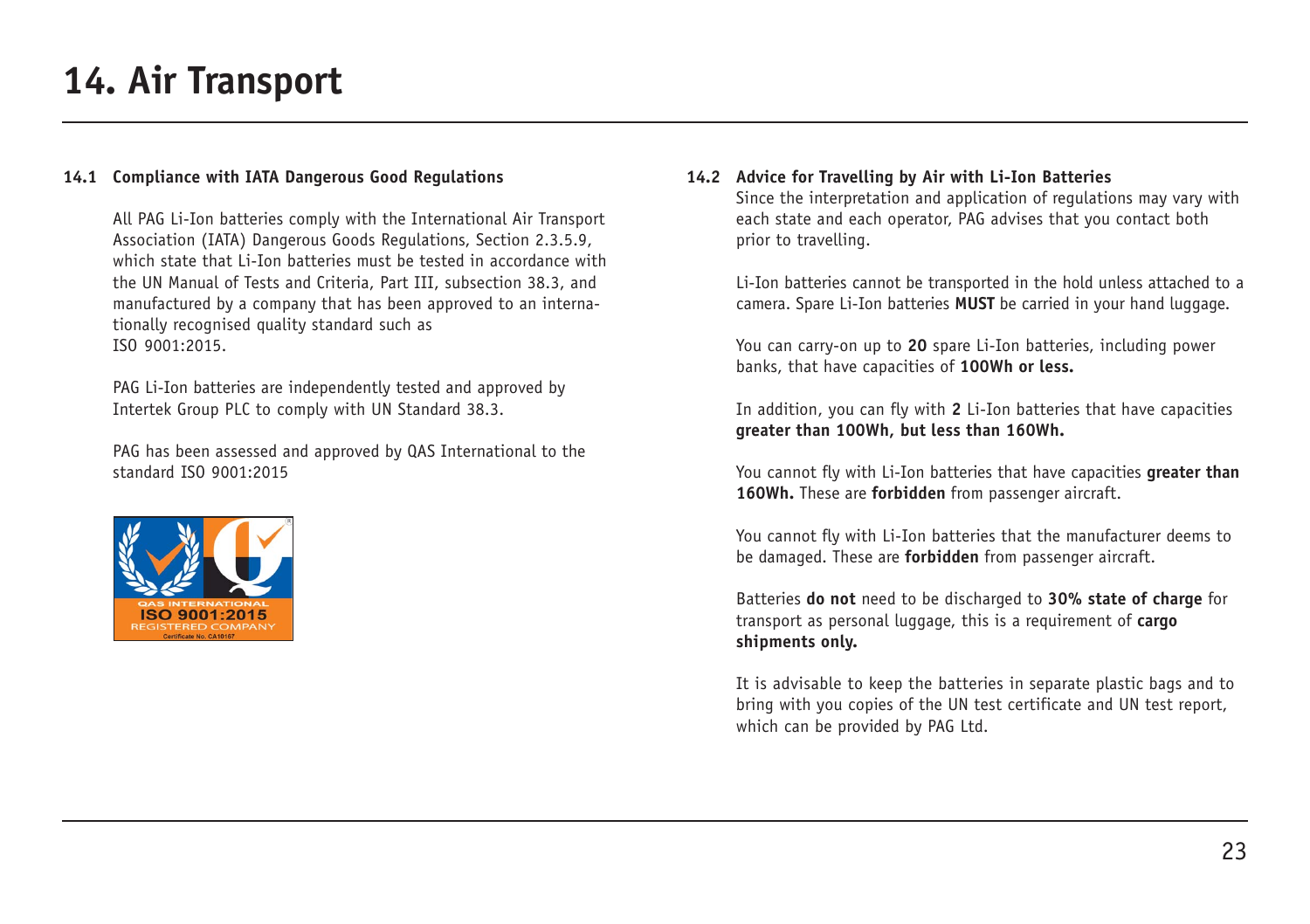# 14. Air Transport

### 14.1 Compliance with IATA Dangerous Good Regulations

All PAG Li-Ion batteries comply with the International Air Transport Association (IATA) Dangerous Goods Regulations, Section 2.3.5.9, which state that Li-Ion batteries must be tested in accordance with the UN Manual of Tests and Criteria, Part III, subsection 38.3, and manufactured by a company that has been approved to an internationally recognised quality standard such as ISO 9001:2015.

PAG Li-Ion batteries are independently tested and approved by Intertek Group PLC to comply with UN Standard 38.3.

PAG has been assessed and approved by QAS International to the standard ISO 9001:2015

QAS INTERNATIONAL
ISO 9001:2015
REGISTERED COMPANY
Certificate No. CA10167

### 14.2 Advice for Travelling by Air with Li-Ion Batteries

Since the interpretation and application of regulations may vary with each state and each operator, PAG advises that you contact both prior to travelling.

Li-Ion batteries cannot be transported in the hold unless attached to a camera. Spare Li-Ion batteries **MUST** be carried in your hand luggage.

You can carry-on up to **20** spare Li-Ion batteries, including power banks, that have capacities of **100Wh or less.**

In addition, you can fly with **2** Li-Ion batteries that have capacities **greater than 100Wh, but less than 160Wh.**

You cannot fly with Li-Ion batteries that have capacities **greater than 160Wh.** These are **forbidden** from passenger aircraft.

You cannot fly with Li-Ion batteries that the manufacturer deems to be damaged. These are **forbidden** from passenger aircraft.

Batteries **do not** need to be discharged to **30% state of charge** for transport as personal luggage, this is a requirement of **cargo shipments only.**

It is advisable to keep the batteries in separate plastic bags and to bring with you copies of the UN test certificate and UN test report, which can be provided by PAG Ltd.